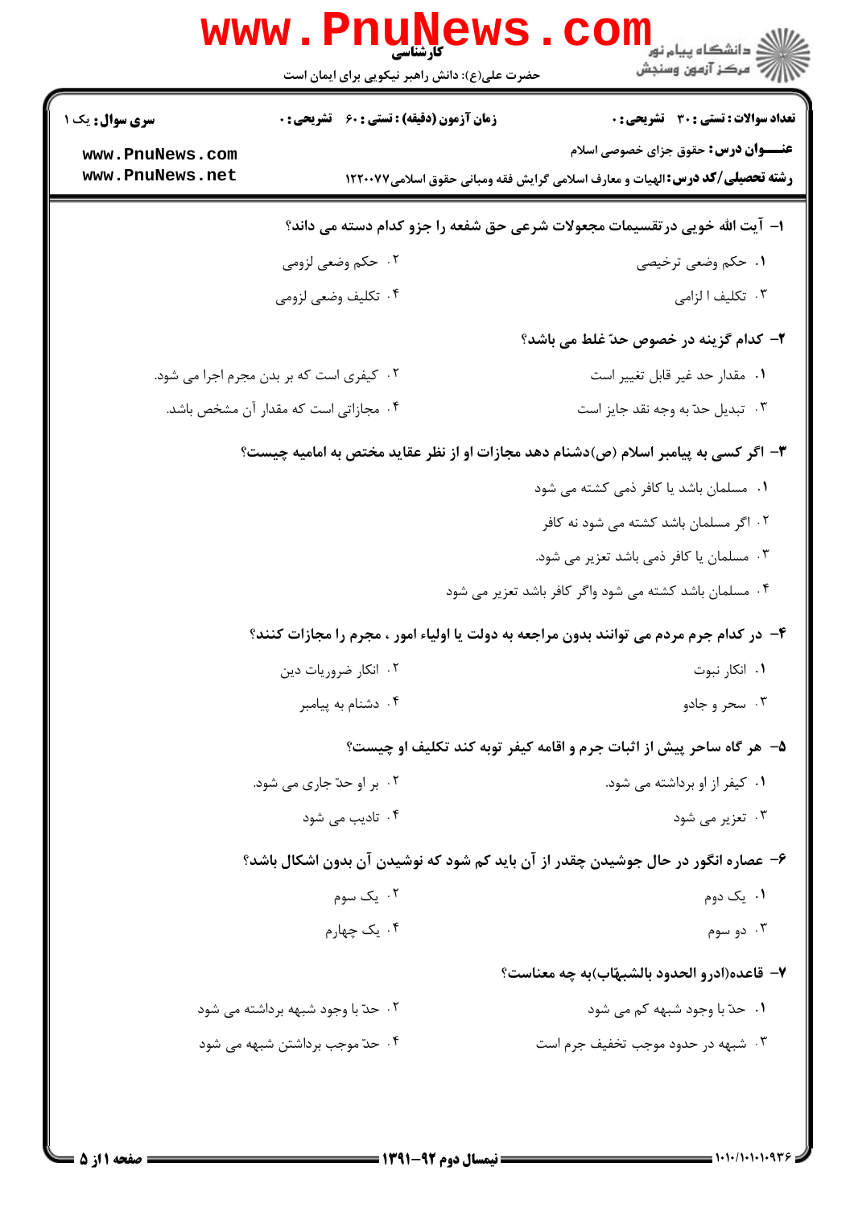**سری سوال:** یک ۱

**زمان آزمون (دقیقه) : تستی : ۶۰ تشریحی : ۰**

**تعداد سوالات : تستی : ۳۰ تشریحی : ۰**

**عنـــوان درس:** حقوق جزای خصوصی اسلام

**رشته تحصیلی/کد درس:** الهیات و معارف اسلامی گرایش فقه ومبانی حقوق اسلامی۱۲۲۰۰۷۷

**۱- آیت الله خویی درتقسیمات مجعولات شرعی حق شفعه را جزو کدام دسته می داند؟**

۱. حکم وضعی ترخیصی

۲. حکم وضعی لزومی

۳. تکلیف ا لزامی

۴. تکلیف وضعی لزومی

**۲- کدام گزینه در خصوص حدّ غلط می باشد؟**

۱. مقدار حد غیر قابل تغییر است

۲. کیفری است که بر بدن مجرم اجرا می شود.

۳. تبدیل حدّ به وجه نقد جایز است

۴. مجازاتی است که مقدار آن مشخص باشد.

**۳- اگر کسی به پیامبر اسلام (ص)دشنام دهد مجازات او از نظر عقاید مختص به امامیه چیست؟**

۱. مسلمان باشد یا کافر ذمی کشته می شود

۲. اگر مسلمان باشد کشته می شود نه کافر

۳. مسلمان یا کافر ذمی باشد تعزیر می شود.

۴. مسلمان باشد کشته می شود واگر کافر باشد تعزیر می شود

**۴- در کدام جرم مردم می توانند بدون مراجعه به دولت یا اولیاء امور ، مجرم را مجازات کنند؟**

۱. انکار نبوت

۲. انکار ضروریات دین

۳. سحر و جادو

۴. دشنام به پیامبر

**۵- هر گاه ساحر پیش از اثبات جرم و اقامه کیفر توبه کند تکلیف او چیست؟**

۱. کیفر از او برداشته می شود.

۲. بر او حدّ جاری می شود.

۳. تعزیر می شود

۴. تادیب می شود

**۶- عصاره انگور در حال جوشیدن چقدر از آن باید کم شود که نوشیدن آن بدون اشکال باشد؟**

۱. یک دوم

۲. یک سوم

۳. دو سوم

۴. یک چهارم

**۷- قاعده(ادرو الحدود بالشبهاب)به چه معناست؟**

۱. حدّ با وجود شبهه کم می شود

۲. حدّ با وجود شبهه برداشته می شود

۳. شبهه در حدود موجب تخفیف جرم است

۴. حدّ موجب برداشتن شبهه می شود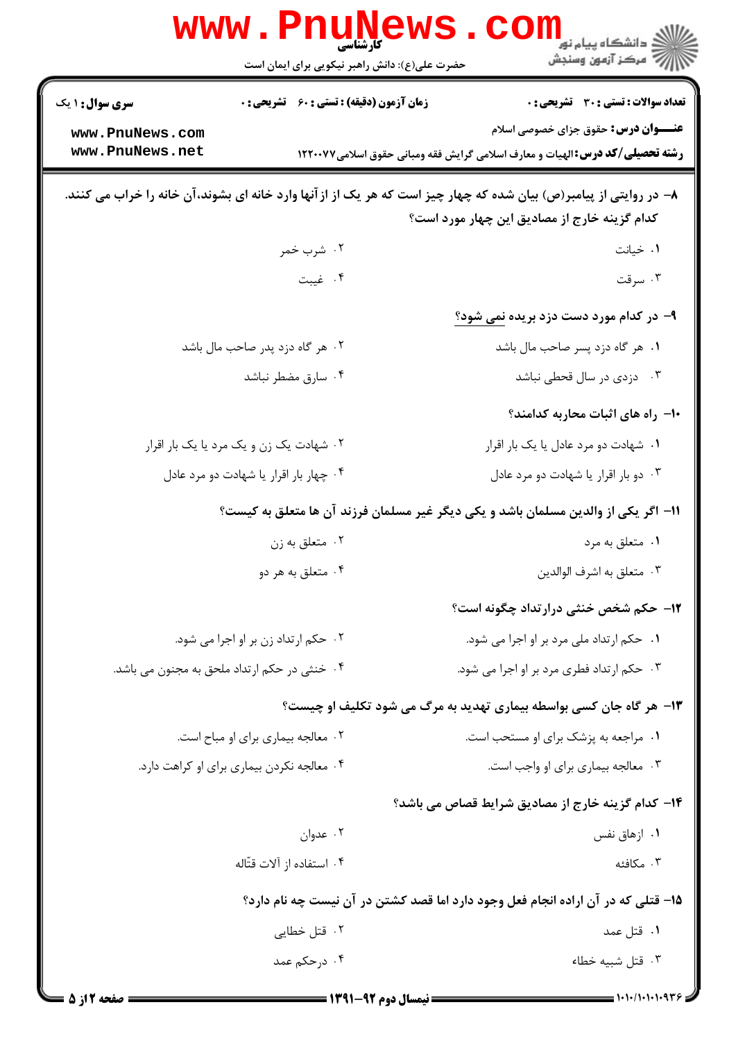**سری سؤال:** ۱ یک | **زمان آزمون (دقیقه) : تستی :** ۶۰ **تشریحی :** ۰ | **تعداد سوالات : تستی :** ۳۰ **تشریحی :** ۰

**عنـــوان درس:** حقوق جزای خصوصی اسلام

**رشته تحصیلی/کد درس:** الهیات و معارف اسلامی گرایش فقه ومبانی حقوق اسلامی۱۲۲۰۰۷۷

۸- در روایتی از پیامبر(ص) بیان شده که چهار چیز است که هر یک از آنها وارد خانه ای بشوند،آن خانه را خراب می کنند. کدام گزینه خارج از مصادیق این چهار مورد است؟

۱. خیانت

۲. شرب خمر

۳. سرقت

۴. غیبت

۹- در کدام مورد دست دزد بریده نمی شود؟

۱. هر گاه دزد پسر صاحب مال باشد

۲. هر گاه دزد پدر صاحب مال باشد

۳. دزدی در سال قحطی نباشد

۴. سارق مضطر نباشد

۱۰- راه های اثبات محاربه کدامند؟

۱. شهادت دو مرد عادل یا یک بار اقرار

۲. شهادت یک زن و یک مرد یا یک بار اقرار

۳. دو بار اقرار یا شهادت دو مرد عادل

۴. چهار بار اقرار یا شهادت دو مرد عادل

۱۱- اگر یکی از والدین مسلمان باشد و یکی دیگر غیر مسلمان فرزند آن ها متعلق به کیست؟

۱. متعلق به مرد

۲. متعلق به زن

۳. متعلق به اشرف الوالدین

۴. متعلق به هر دو

۱۲- حکم شخص خنثی درارتداد چگونه است؟

۱. حکم ارتداد ملی مرد بر او اجرا می شود.

۲. حکم ارتداد زن بر او اجرا می شود.

۳. حکم ارتداد فطری مرد بر او اجرا می شود.

۴. خنثی در حکم ارتداد ملحق به مجنون می باشد.

۱۳- هر گاه جان کسی بواسطه بیماری تهدید به مرگ می شود تکلیف او چیست؟

۱. مراجعه به پزشک برای او مستحب است.

۲. معالجه بیماری برای او مباح است.

۳. معالجه بیماری برای او واجب است.

۴. معالجه نکردن بیماری برای او کراهت دارد.

۱۴- کدام گزینه خارج از مصادیق شرایط قصاص می باشد؟

۱. ازهاق نفس

۲. عدوان

۳. مکافئه

۴. استفاده از آلات قتّاله

۱۵- قتلی که در آن اراده انجام فعل وجود دارد اما قصد کشتن در آن نیست چه نام دارد؟

۱. قتل عمد

۲. قتل خطایی

۳. قتل شبیه خطاء

۴. درحکم عمد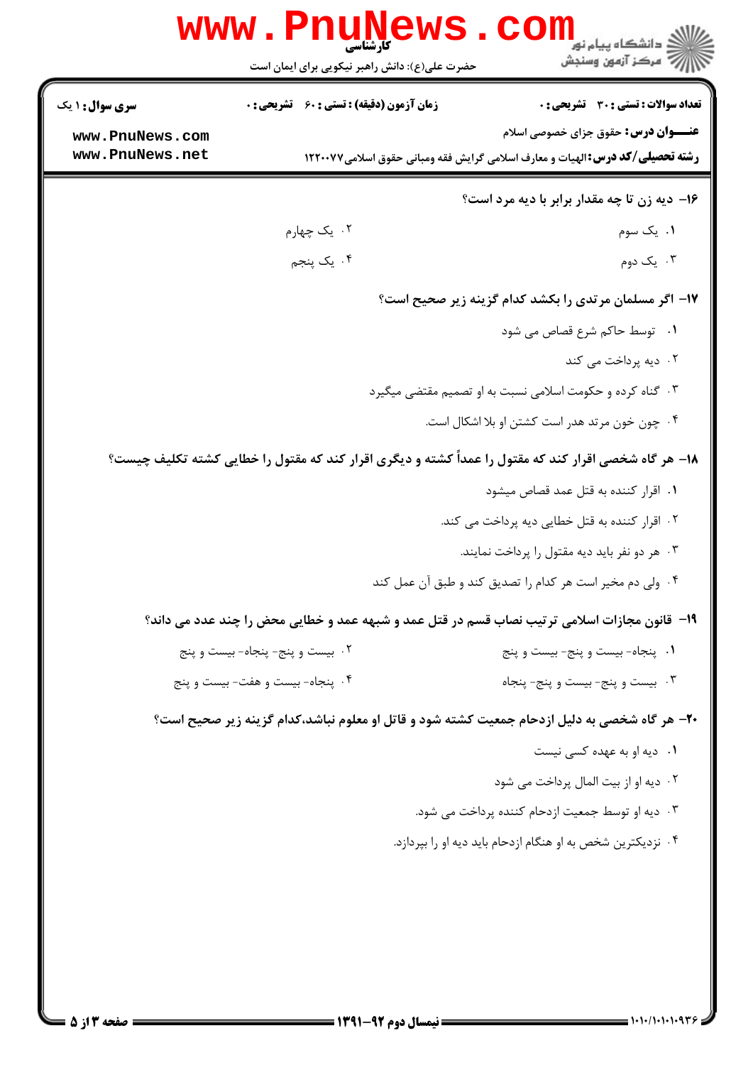۱۶- دیه زن تا چه مقدار برابر با دیه مرد است؟

۱. یک سوم
۲. یک چهارم
۳. یک دوم
۴. یک پنجم

۱۷- اگر مسلمان مرتدی را بکشد کدام گزینه زیر صحیح است؟

۱. توسط حاکم شرع قصاص می شود
۲. دیه پرداخت می کند
۳. گناه کرده و حکومت اسلامی نسبت به او تصمیم مقتضی میگیرد
۴. چون خون مرتد هدر است کشتن او بلا اشکال است.

۱۸- هر گاه شخصی اقرار کند که مقتول را عمداً کشته و دیگری اقرار کند که مقتول را خطایی کشته تکلیف چیست؟

۱. اقرار کننده به قتل عمد قصاص میشود
۲. اقرار کننده به قتل خطایی دیه پرداخت می کند.
۳. هر دو نفر باید دیه مقتول را پرداخت نمایند.
۴. ولی دم مخیر است هر کدام را تصدیق کند و طبق آن عمل کند

۱۹- قانون مجازات اسلامی ترتیب نصاب قسم در قتل عمد و شبهه عمد و خطایی محض را چند عدد می داند؟

۱. پنجاه- بیست و پنج- بیست و پنج
۲. بیست و پنج- پنجاه- بیست و پنج
۳. بیست و پنج- بیست و پنج- پنجاه
۴. پنجاه- بیست و هفت- بیست و پنج

۲۰- هر گاه شخصی به دلیل ازدحام جمعیت کشته شود و قاتل او معلوم نباشد،کدام گزینه زیر صحیح است؟

۱. دیه او به عهده کسی نیست
۲. دیه او از بیت المال پرداخت می شود
۳. دیه او توسط جمعیت ازدحام کننده پرداخت می شود.
۴. نزدیکترین شخص به او هنگام ازدحام باید دیه او را بپردازد.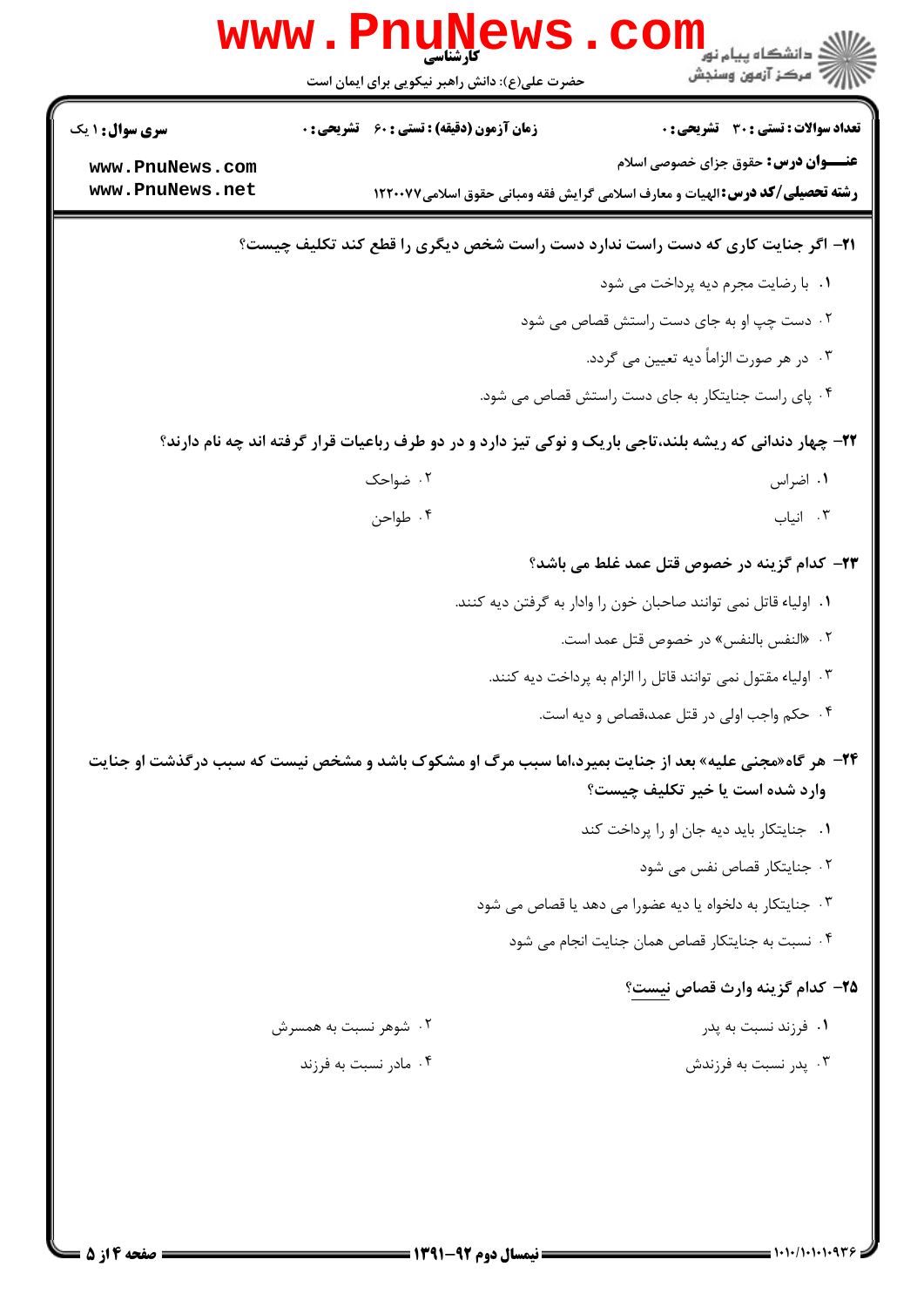**تعداد سوالات : تستی : ۳۰ تشریحی : ۰** | **زمان آزمون (دقیقه) : تستی : ۶۰ تشریحی : ۰** | **سری سوال : ۱ یک**

**عنـــوان درس:** حقوق جزای خصوصی اسلام

**رشته تحصیلی/کد درس:** الهیات و معارف اسلامی گرایش فقه ومبانی حقوق اسلامی ۱۲۲۰۰۷۷

**۲۱- اگر جنایت کاری که دست راست ندارد دست راست شخص دیگری را قطع کند تکلیف چیست؟**

۱. با رضایت مجرم دیه پرداخت می شود

۲. دست چپ او به جای دست راستش قصاص می شود

۳. در هر صورت الزاماً دیه تعیین می گردد.

۴. پای راست جنایتکار به جای دست راستش قصاص می شود.

**۲۲- چهار دندانی که ریشه بلند،تاجی باریک و نوکی تیز دارد و در دو طرف رباعیات قرار گرفته اند چه نام دارند؟**

۱. اضراس

۲. ضواحک

۳. انیاب

۴. طواحن

**۲۳- کدام گزینه در خصوص قتل عمد غلط می باشد؟**

۱. اولیاء قاتل نمی توانند صاحبان خون را وادار به گرفتن دیه کنند.

۲. «النفس بالنفس» در خصوص قتل عمد است.

۳. اولیاء مقتول نمی توانند قاتل را الزام به پرداخت دیه کنند.

۴. حکم واجب اولی در قتل عمد،قصاص و دیه است.

**۲۴- هر گاه«مجنی علیه» بعد از جنایت بمیرد،اما سبب مرگ او مشکوک باشد و مشخص نیست که سبب درگذشت او جنایت وارد شده است یا خیر تکلیف چیست؟**

۱. جنایتکار باید دیه جان او را پرداخت کند

۲. جنایتکار قصاص نفس می شود

۳. جنایتکار به دلخواه یا دیه عضورا می دهد یا قصاص می شود

۴. نسبت به جنایتکار قصاص همان جنایت انجام می شود

**۲۵- کدام گزینه وارث قصاص نیست؟**

۱. فرزند نسبت به پدر

۲. شوهر نسبت به همسرش

۳. پدر نسبت به فرزندش

۴. مادر نسبت به فرزند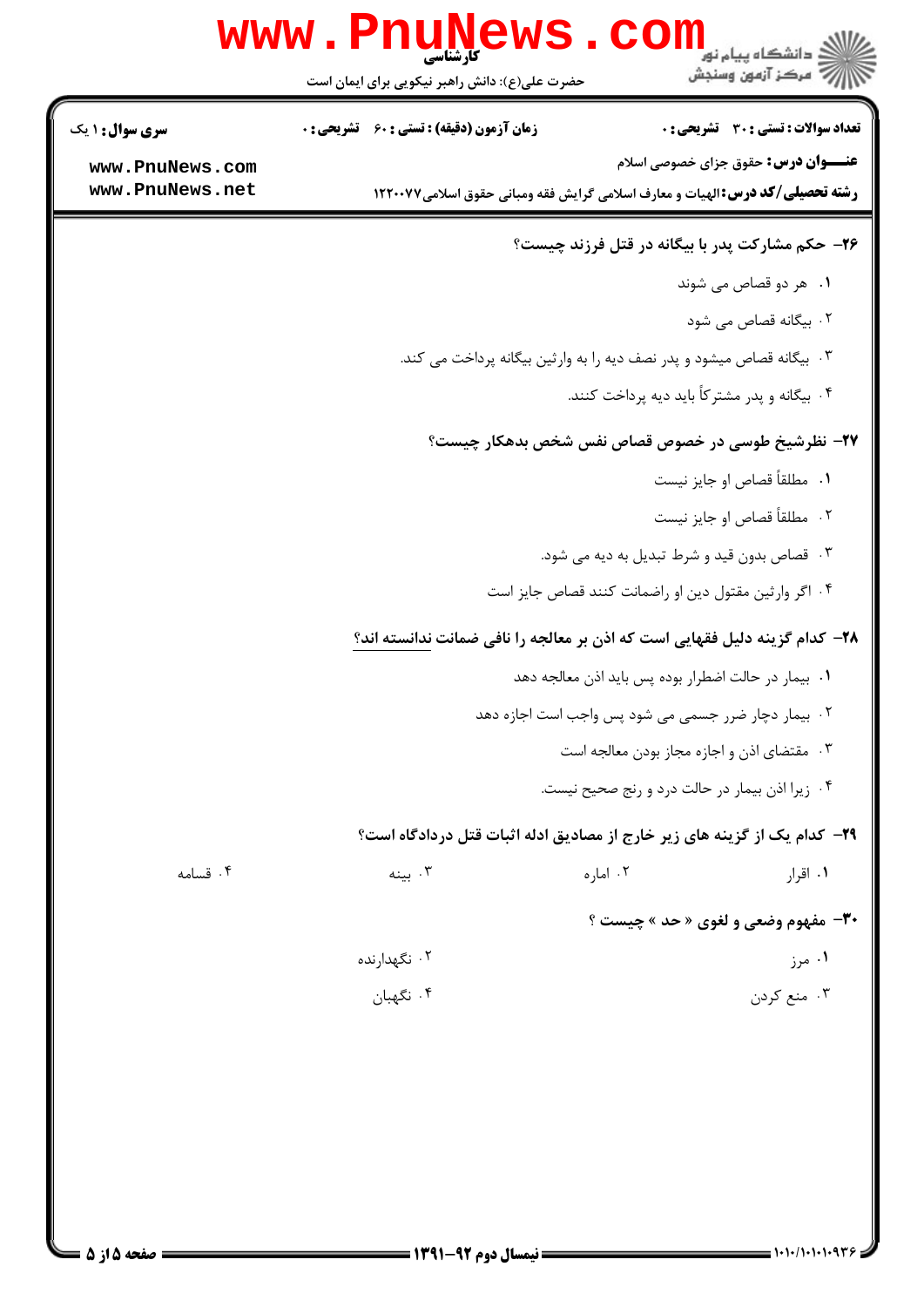۲۶- حکم مشارکت پدر با بیگانه در قتل فرزند چیست؟

۱. هر دو قصاص می شوند

۲. بیگانه قصاص می شود

۳. بیگانه قصاص میشود و پدر نصف دیه را به وارثین بیگانه پرداخت می کند.

۴. بیگانه و پدر مشترکاً باید دیه پرداخت کنند.

۲۷- نظرشیخ طوسی در خصوص قصاص نفس شخص بدهکار چیست؟

۱. مطلقاً قصاص او جایز نیست

۲. مطلقاً قصاص او جایز نیست

۳. قصاص بدون قید و شرط تبدیل به دیه می شود.

۴. اگر وارثین مقتول دین او راضمانت کنند قصاص جایز است

۲۸- کدام گزینه دلیل فقهایی است که اذن بر معالجه را نافی ضمانت <u>ندانسته</u> اند؟

۱. بیمار در حالت اضطرار بوده پس باید اذن معالجه دهد

۲. بیمار دچار ضرر جسمی می شود پس واجب است اجازه دهد

۳. مقتضای اذن و اجازه مجاز بودن معالجه است

۴. زیرا اذن بیمار در حالت درد و رنج صحیح نیست.

۲۹- کدام یک از گزینه های زیر خارج از مصادیق ادله اثبات قتل دردادگاه است؟

۱. اقرار　　۲. اماره　　۳. بینه　　۴. قسامه

۳۰- مفهوم وضعی و لغوی « حد » چیست ؟

۱. مرز　　۲. نگهدارنده

۳. منع کردن　　۴. نگهبان